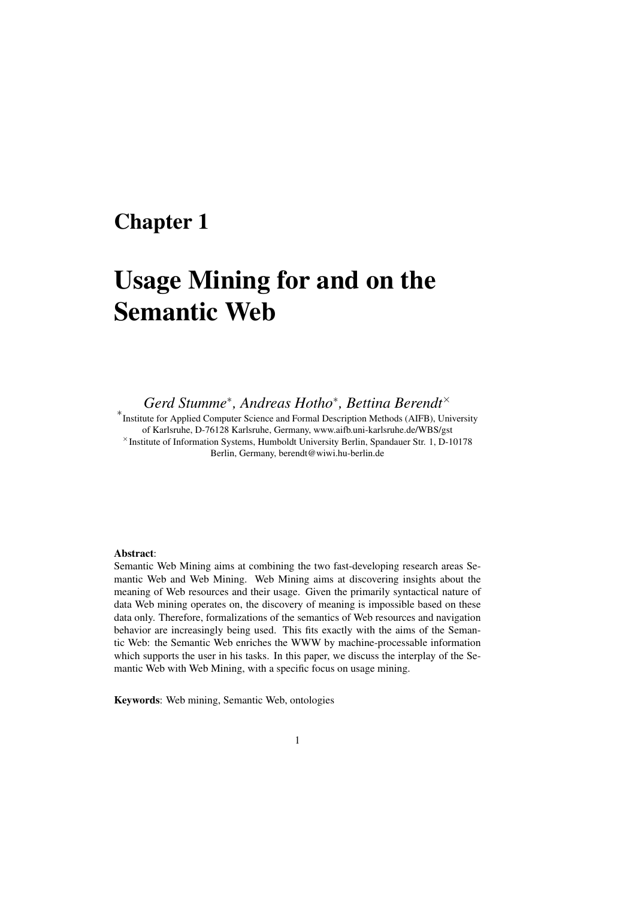# Chapter 1

# Usage Mining for and on the Semantic Web

*Gerd Stumme*[*]*, Andreas Hotho*[*]*, Bettina Berendt*[×]

[*]Institute for Applied Computer Science and Formal Description Methods (AIFB), University of Karlsruhe, D-76128 Karlsruhe, Germany, www.aifb.uni-karlsruhe.de/WBS/gst

[×]Institute of Information Systems, Humboldt University Berlin, Spandauer Str. 1, D-10178 Berlin, Germany, berendt@wiwi.hu-berlin.de

**Abstract**:
Semantic Web Mining aims at combining the two fast-developing research areas Semantic Web and Web Mining. Web Mining aims at discovering insights about the meaning of Web resources and their usage. Given the primarily syntactical nature of data Web mining operates on, the discovery of meaning is impossible based on these data only. Therefore, formalizations of the semantics of Web resources and navigation behavior are increasingly being used. This fits exactly with the aims of the Semantic Web: the Semantic Web enriches the WWW by machine-processable information which supports the user in his tasks. In this paper, we discuss the interplay of the Semantic Web with Web Mining, with a specific focus on usage mining.

**Keywords**: Web mining, Semantic Web, ontologies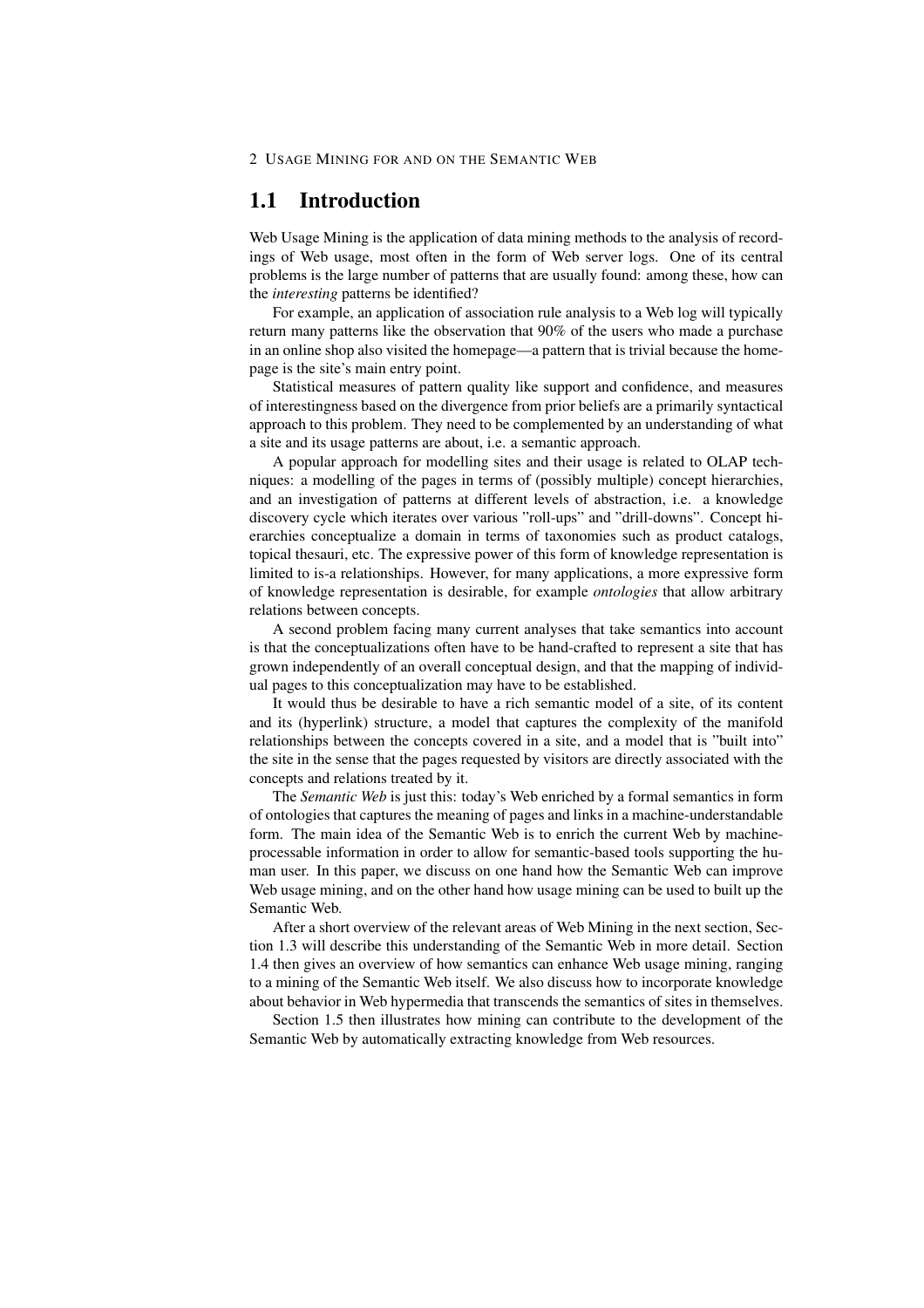## 1.1 Introduction

Web Usage Mining is the application of data mining methods to the analysis of recordings of Web usage, most often in the form of Web server logs. One of its central problems is the large number of patterns that are usually found: among these, how can the *interesting* patterns be identified?

For example, an application of association rule analysis to a Web log will typically return many patterns like the observation that 90% of the users who made a purchase in an online shop also visited the homepage—a pattern that is trivial because the homepage is the site's main entry point.

Statistical measures of pattern quality like support and confidence, and measures of interestingness based on the divergence from prior beliefs are a primarily syntactical approach to this problem. They need to be complemented by an understanding of what a site and its usage patterns are about, i.e. a semantic approach.

A popular approach for modelling sites and their usage is related to OLAP techniques: a modelling of the pages in terms of (possibly multiple) concept hierarchies, and an investigation of patterns at different levels of abstraction, i.e. a knowledge discovery cycle which iterates over various "roll-ups" and "drill-downs". Concept hierarchies conceptualize a domain in terms of taxonomies such as product catalogs, topical thesauri, etc. The expressive power of this form of knowledge representation is limited to is-a relationships. However, for many applications, a more expressive form of knowledge representation is desirable, for example *ontologies* that allow arbitrary relations between concepts.

A second problem facing many current analyses that take semantics into account is that the conceptualizations often have to be hand-crafted to represent a site that has grown independently of an overall conceptual design, and that the mapping of individual pages to this conceptualization may have to be established.

It would thus be desirable to have a rich semantic model of a site, of its content and its (hyperlink) structure, a model that captures the complexity of the manifold relationships between the concepts covered in a site, and a model that is "built into" the site in the sense that the pages requested by visitors are directly associated with the concepts and relations treated by it.

The *Semantic Web* is just this: today's Web enriched by a formal semantics in form of ontologies that captures the meaning of pages and links in a machine-understandable form. The main idea of the Semantic Web is to enrich the current Web by machine-processable information in order to allow for semantic-based tools supporting the human user. In this paper, we discuss on one hand how the Semantic Web can improve Web usage mining, and on the other hand how usage mining can be used to built up the Semantic Web.

After a short overview of the relevant areas of Web Mining in the next section, Section 1.3 will describe this understanding of the Semantic Web in more detail. Section 1.4 then gives an overview of how semantics can enhance Web usage mining, ranging to a mining of the Semantic Web itself. We also discuss how to incorporate knowledge about behavior in Web hypermedia that transcends the semantics of sites in themselves.

Section 1.5 then illustrates how mining can contribute to the development of the Semantic Web by automatically extracting knowledge from Web resources.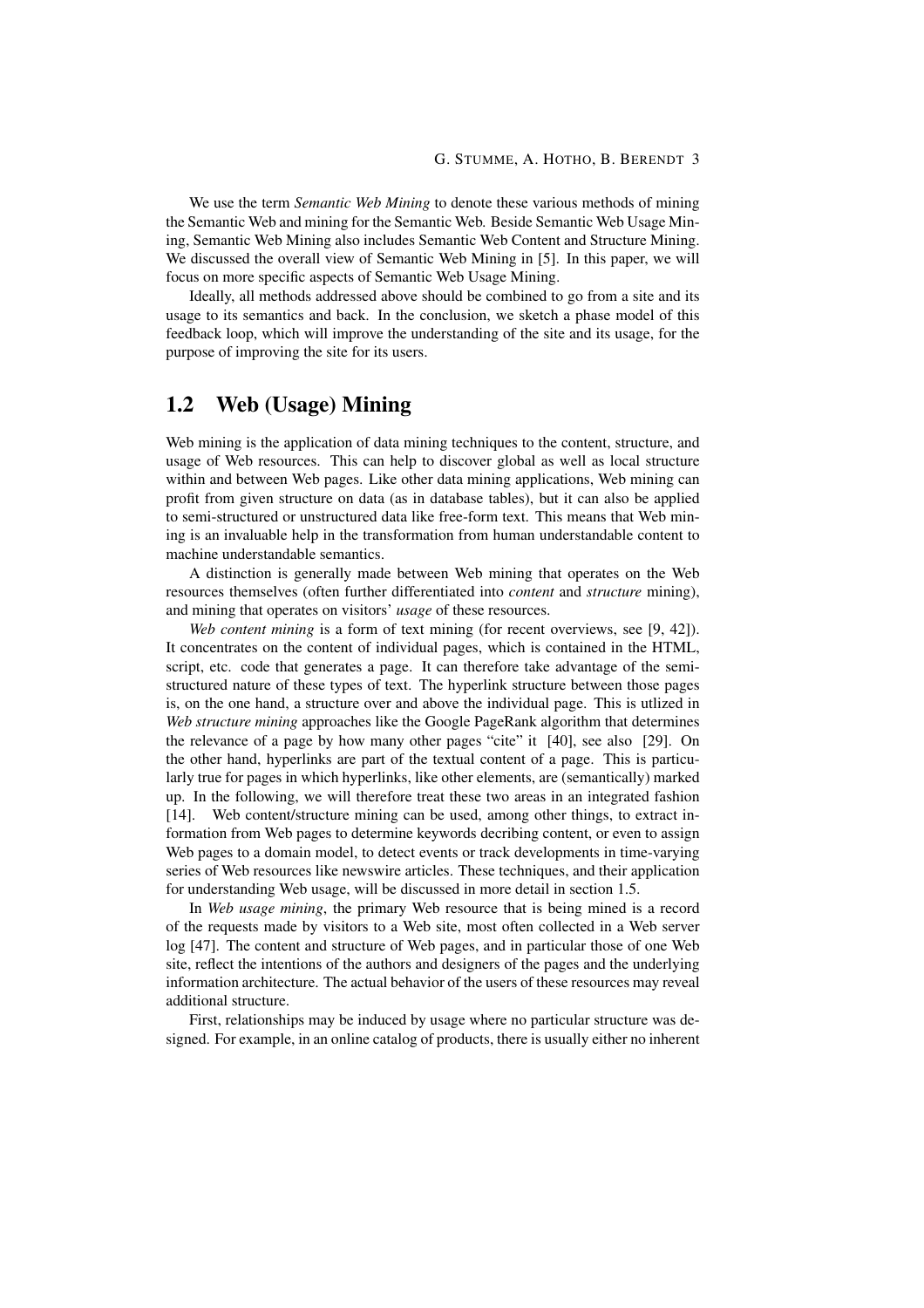We use the term *Semantic Web Mining* to denote these various methods of mining the Semantic Web and mining for the Semantic Web. Beside Semantic Web Usage Mining, Semantic Web Mining also includes Semantic Web Content and Structure Mining. We discussed the overall view of Semantic Web Mining in [5]. In this paper, we will focus on more specific aspects of Semantic Web Usage Mining.

Ideally, all methods addressed above should be combined to go from a site and its usage to its semantics and back. In the conclusion, we sketch a phase model of this feedback loop, which will improve the understanding of the site and its usage, for the purpose of improving the site for its users.

## 1.2 Web (Usage) Mining

Web mining is the application of data mining techniques to the content, structure, and usage of Web resources. This can help to discover global as well as local structure within and between Web pages. Like other data mining applications, Web mining can profit from given structure on data (as in database tables), but it can also be applied to semi-structured or unstructured data like free-form text. This means that Web mining is an invaluable help in the transformation from human understandable content to machine understandable semantics.

A distinction is generally made between Web mining that operates on the Web resources themselves (often further differentiated into *content* and *structure* mining), and mining that operates on visitors' *usage* of these resources.

*Web content mining* is a form of text mining (for recent overviews, see [9, 42]). It concentrates on the content of individual pages, which is contained in the HTML, script, etc. code that generates a page. It can therefore take advantage of the semi-structured nature of these types of text. The hyperlink structure between those pages is, on the one hand, a structure over and above the individual page. This is utlized in *Web structure mining* approaches like the Google PageRank algorithm that determines the relevance of a page by how many other pages "cite" it [40], see also [29]. On the other hand, hyperlinks are part of the textual content of a page. This is particularly true for pages in which hyperlinks, like other elements, are (semantically) marked up. In the following, we will therefore treat these two areas in an integrated fashion [14]. Web content/structure mining can be used, among other things, to extract information from Web pages to determine keywords decribing content, or even to assign Web pages to a domain model, to detect events or track developments in time-varying series of Web resources like newswire articles. These techniques, and their application for understanding Web usage, will be discussed in more detail in section 1.5.

In *Web usage mining*, the primary Web resource that is being mined is a record of the requests made by visitors to a Web site, most often collected in a Web server log [47]. The content and structure of Web pages, and in particular those of one Web site, reflect the intentions of the authors and designers of the pages and the underlying information architecture. The actual behavior of the users of these resources may reveal additional structure.

First, relationships may be induced by usage where no particular structure was designed. For example, in an online catalog of products, there is usually either no inherent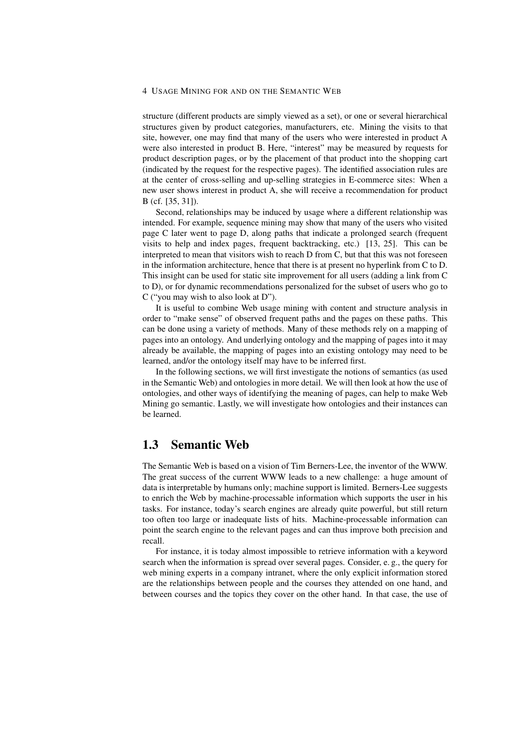structure (different products are simply viewed as a set), or one or several hierarchical structures given by product categories, manufacturers, etc. Mining the visits to that site, however, one may find that many of the users who were interested in product A were also interested in product B. Here, "interest" may be measured by requests for product description pages, or by the placement of that product into the shopping cart (indicated by the request for the respective pages). The identified association rules are at the center of cross-selling and up-selling strategies in E-commerce sites: When a new user shows interest in product A, she will receive a recommendation for product B (cf. [35, 31]).

Second, relationships may be induced by usage where a different relationship was intended. For example, sequence mining may show that many of the users who visited page C later went to page D, along paths that indicate a prolonged search (frequent visits to help and index pages, frequent backtracking, etc.) [13, 25]. This can be interpreted to mean that visitors wish to reach D from C, but that this was not foreseen in the information architecture, hence that there is at present no hyperlink from C to D. This insight can be used for static site improvement for all users (adding a link from C to D), or for dynamic recommendations personalized for the subset of users who go to C ("you may wish to also look at D").

It is useful to combine Web usage mining with content and structure analysis in order to "make sense" of observed frequent paths and the pages on these paths. This can be done using a variety of methods. Many of these methods rely on a mapping of pages into an ontology. And underlying ontology and the mapping of pages into it may already be available, the mapping of pages into an existing ontology may need to be learned, and/or the ontology itself may have to be inferred first.

In the following sections, we will first investigate the notions of semantics (as used in the Semantic Web) and ontologies in more detail. We will then look at how the use of ontologies, and other ways of identifying the meaning of pages, can help to make Web Mining go semantic. Lastly, we will investigate how ontologies and their instances can be learned.

## 1.3 Semantic Web

The Semantic Web is based on a vision of Tim Berners-Lee, the inventor of the WWW. The great success of the current WWW leads to a new challenge: a huge amount of data is interpretable by humans only; machine support is limited. Berners-Lee suggests to enrich the Web by machine-processable information which supports the user in his tasks. For instance, today's search engines are already quite powerful, but still return too often too large or inadequate lists of hits. Machine-processable information can point the search engine to the relevant pages and can thus improve both precision and recall.

For instance, it is today almost impossible to retrieve information with a keyword search when the information is spread over several pages. Consider, e. g., the query for web mining experts in a company intranet, where the only explicit information stored are the relationships between people and the courses they attended on one hand, and between courses and the topics they cover on the other hand. In that case, the use of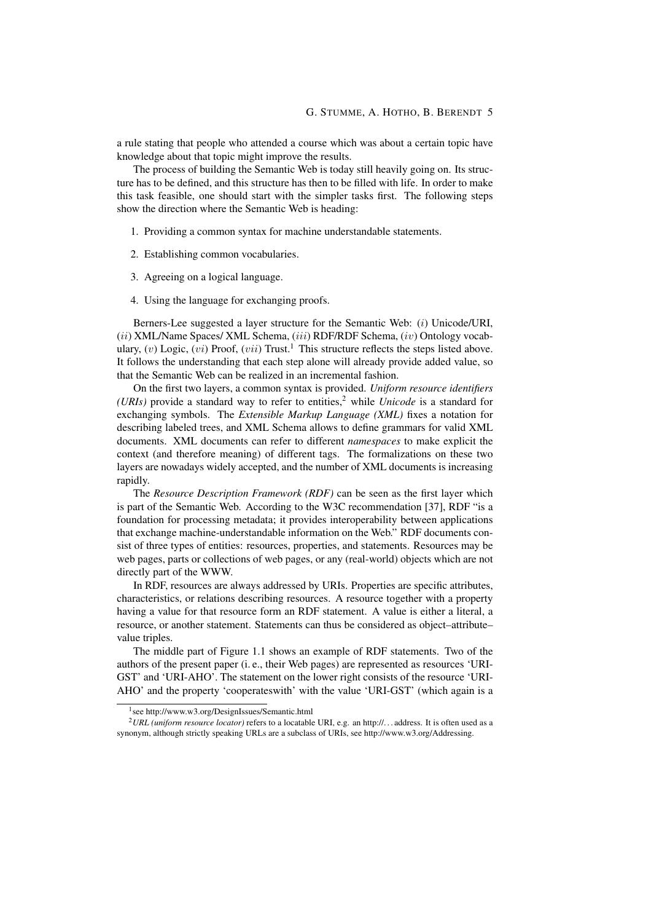a rule stating that people who attended a course which was about a certain topic have knowledge about that topic might improve the results.

The process of building the Semantic Web is today still heavily going on. Its structure has to be defined, and this structure has then to be filled with life. In order to make this task feasible, one should start with the simpler tasks first. The following steps show the direction where the Semantic Web is heading:

1. Providing a common syntax for machine understandable statements.
2. Establishing common vocabularies.
3. Agreeing on a logical language.
4. Using the language for exchanging proofs.

Berners-Lee suggested a layer structure for the Semantic Web: $(i)$ Unicode/URI, $(ii)$ XML/Name Spaces/ XML Schema, $(iii)$ RDF/RDF Schema, $(iv)$ Ontology vocabulary, $(v)$ Logic, $(vi)$ Proof, $(vii)$ Trust.[1] This structure reflects the steps listed above. It follows the understanding that each step alone will already provide added value, so that the Semantic Web can be realized in an incremental fashion.

On the first two layers, a common syntax is provided. *Uniform resource identifiers (URIs)* provide a standard way to refer to entities,[2] while *Unicode* is a standard for exchanging symbols. The *Extensible Markup Language (XML)* fixes a notation for describing labeled trees, and XML Schema allows to define grammars for valid XML documents. XML documents can refer to different *namespaces* to make explicit the context (and therefore meaning) of different tags. The formalizations on these two layers are nowadays widely accepted, and the number of XML documents is increasing rapidly.

The *Resource Description Framework (RDF)* can be seen as the first layer which is part of the Semantic Web. According to the W3C recommendation [37], RDF "is a foundation for processing metadata; it provides interoperability between applications that exchange machine-understandable information on the Web." RDF documents consist of three types of entities: resources, properties, and statements. Resources may be web pages, parts or collections of web pages, or any (real-world) objects which are not directly part of the WWW.

In RDF, resources are always addressed by URIs. Properties are specific attributes, characteristics, or relations describing resources. A resource together with a property having a value for that resource form an RDF statement. A value is either a literal, a resource, or another statement. Statements can thus be considered as object–attribute–value triples.

The middle part of Figure 1.1 shows an example of RDF statements. Two of the authors of the present paper (i. e., their Web pages) are represented as resources 'URI-GST' and 'URI-AHO'. The statement on the lower right consists of the resource 'URI-AHO' and the property 'cooperateswith' with the value 'URI-GST' (which again is a

---

[1] see http://www.w3.org/DesignIssues/Semantic.html

[2] *URL (uniform resource locator)* refers to a locatable URI, e.g. an http://... address. It is often used as a synonym, although strictly speaking URLs are a subclass of URIs, see http://www.w3.org/Addressing.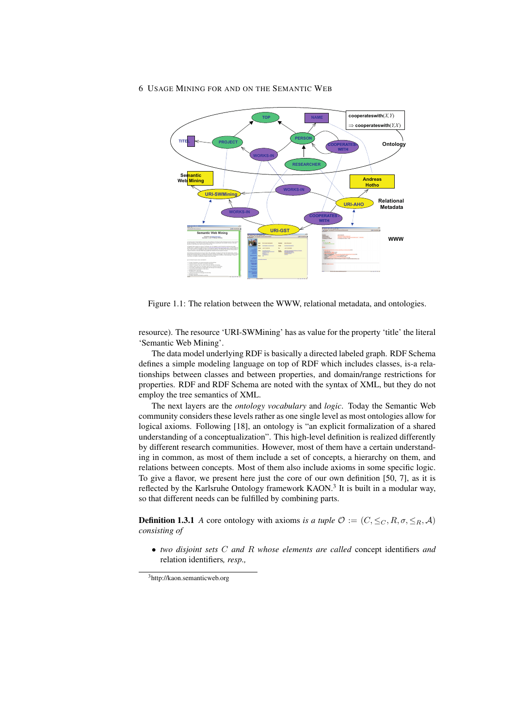Figure 1.1: The relation between the WWW, relational metadata, and ontologies.

resource). The resource ‘URI-SWMining’ has as value for the property ‘title’ the literal ‘Semantic Web Mining’.

The data model underlying RDF is basically a directed labeled graph. RDF Schema defines a simple modeling language on top of RDF which includes classes, is-a relationships between classes and between properties, and domain/range restrictions for properties. RDF and RDF Schema are noted with the syntax of XML, but they do not employ the tree semantics of XML.

The next layers are the *ontology vocabulary* and *logic*. Today the Semantic Web community considers these levels rather as one single level as most ontologies allow for logical axioms. Following [18], an ontology is “an explicit formalization of a shared understanding of a conceptualization”. This high-level definition is realized differently by different research communities. However, most of them have a certain understanding in common, as most of them include a set of concepts, a hierarchy on them, and relations between concepts. Most of them also include axioms in some specific logic. To give a flavor, we present here just the core of our own definition [50, 7], as it is reflected by the Karlsruhe Ontology framework KAON.[3] It is built in a modular way, so that different needs can be fulfilled by combining parts.

**Definition 1.3.1** *A* core ontology with axioms *is a tuple* $\mathcal{O} := (C, \leq_C, R, \sigma, \leq_R, \mathcal{A})$ *consisting of*

- *two disjoint sets $C$ and $R$ whose elements are called* concept identifiers *and* relation identifiers*, resp.,*

[3] http://kaon.semanticweb.org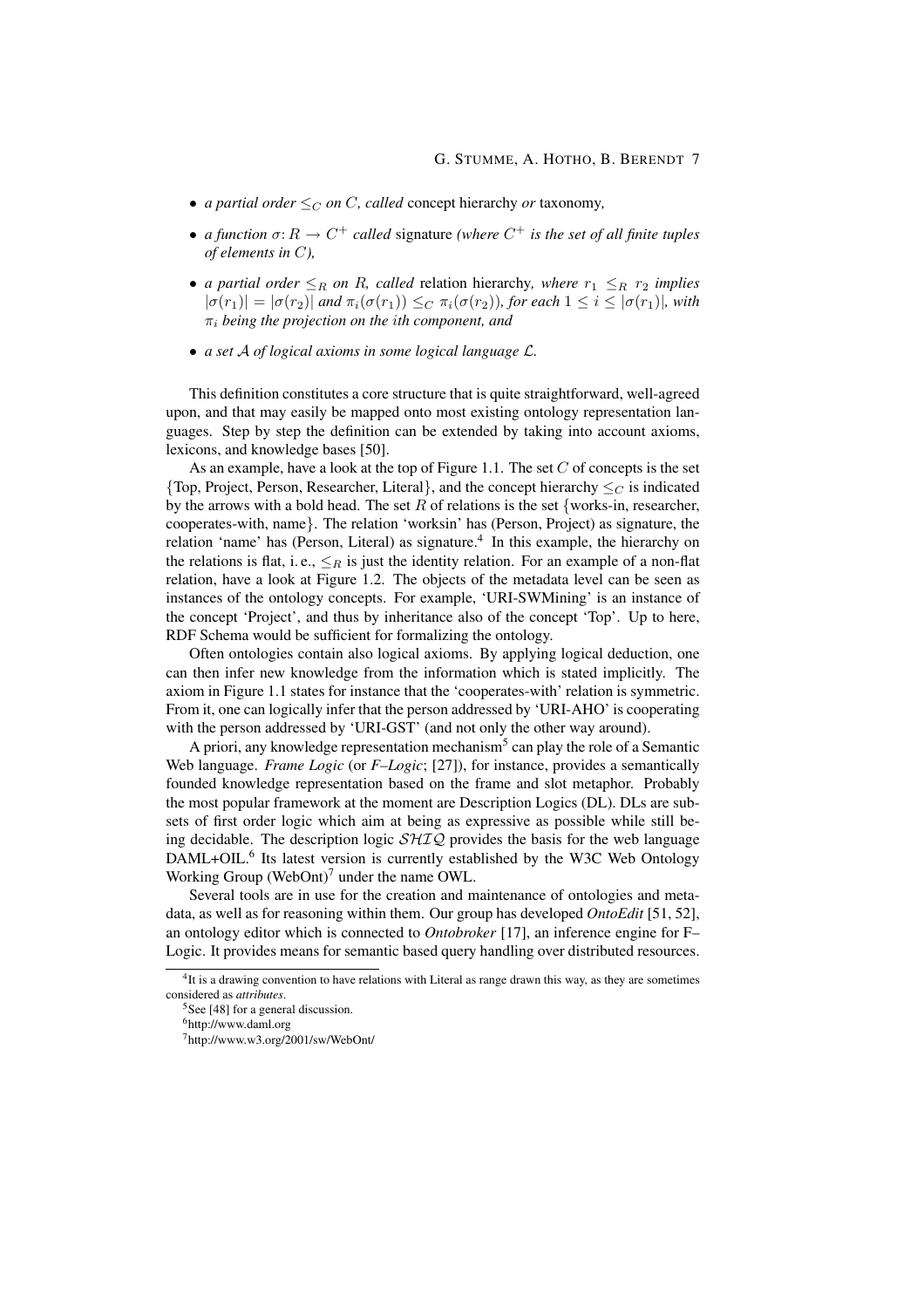- *a partial order $\leq_C$ on $C$, called* concept hierarchy *or* taxonomy*,*
- *a function $\sigma\colon R \to C^+$ called* signature *(where $C^+$ is the set of all finite tuples of elements in $C$),*
- *a partial order $\leq_R$ on $R$, called* relation hierarchy*, where $r_1 \leq_R r_2$ implies $|\sigma(r_1)| = |\sigma(r_2)|$ and $\pi_i(\sigma(r_1)) \leq_C \pi_i(\sigma(r_2))$, for each $1 \leq i \leq |\sigma(r_1)|$, with $\pi_i$ being the projection on the $i$th component, and*
- *a set $\mathcal{A}$ of logical axioms in some logical language $\mathcal{L}$.*

This definition constitutes a core structure that is quite straightforward, well-agreed upon, and that may easily be mapped onto most existing ontology representation languages. Step by step the definition can be extended by taking into account axioms, lexicons, and knowledge bases [50].

As an example, have a look at the top of Figure 1.1. The set $C$ of concepts is the set {Top, Project, Person, Researcher, Literal}, and the concept hierarchy $\leq_C$ is indicated by the arrows with a bold head. The set $R$ of relations is the set {works-in, researcher, cooperates-with, name}. The relation 'worksin' has (Person, Project) as signature, the relation 'name' has (Person, Literal) as signature.[4] In this example, the hierarchy on the relations is flat, i. e., $\leq_R$ is just the identity relation. For an example of a non-flat relation, have a look at Figure 1.2. The objects of the metadata level can be seen as instances of the ontology concepts. For example, 'URI-SWMining' is an instance of the concept 'Project', and thus by inheritance also of the concept 'Top'. Up to here, RDF Schema would be sufficient for formalizing the ontology.

Often ontologies contain also logical axioms. By applying logical deduction, one can then infer new knowledge from the information which is stated implicitly. The axiom in Figure 1.1 states for instance that the 'cooperates-with' relation is symmetric. From it, one can logically infer that the person addressed by 'URI-AHO' is cooperating with the person addressed by 'URI-GST' (and not only the other way around).

A priori, any knowledge representation mechanism[5] can play the role of a Semantic Web language. *Frame Logic* (or *F–Logic*; [27]), for instance, provides a semantically founded knowledge representation based on the frame and slot metaphor. Probably the most popular framework at the moment are Description Logics (DL). DLs are subsets of first order logic which aim at being as expressive as possible while still being decidable. The description logic $\mathcal{SHIQ}$ provides the basis for the web language DAML+OIL.[6] Its latest version is currently established by the W3C Web Ontology Working Group (WebOnt)[7] under the name OWL.

Several tools are in use for the creation and maintenance of ontologies and metadata, as well as for reasoning within them. Our group has developed *OntoEdit* [51, 52], an ontology editor which is connected to *Ontobroker* [17], an inference engine for F–Logic. It provides means for semantic based query handling over distributed resources.

---

[4] It is a drawing convention to have relations with Literal as range drawn this way, as they are sometimes considered as *attributes*.

[5] See [48] for a general discussion.

[6] http://www.daml.org

[7] http://www.w3.org/2001/sw/WebOnt/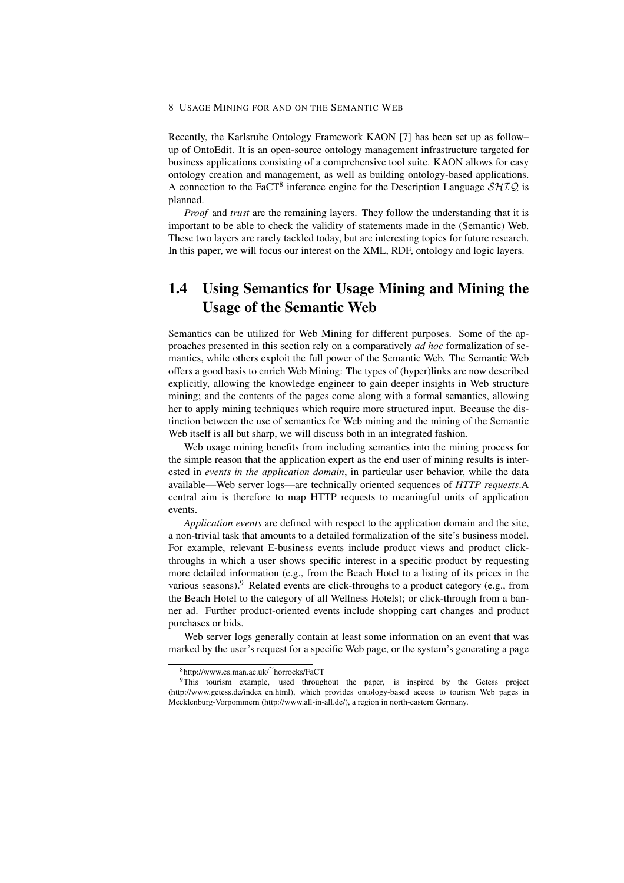Recently, the Karlsruhe Ontology Framework KAON [7] has been set up as follow–up of OntoEdit. It is an open-source ontology management infrastructure targeted for business applications consisting of a comprehensive tool suite. KAON allows for easy ontology creation and management, as well as building ontology-based applications. A connection to the FaCT[8] inference engine for the Description Language $\mathcal{SHIQ}$ is planned.

*Proof* and *trust* are the remaining layers. They follow the understanding that it is important to be able to check the validity of statements made in the (Semantic) Web. These two layers are rarely tackled today, but are interesting topics for future research. In this paper, we will focus our interest on the XML, RDF, ontology and logic layers.

## 1.4 Using Semantics for Usage Mining and Mining the Usage of the Semantic Web

Semantics can be utilized for Web Mining for different purposes. Some of the approaches presented in this section rely on a comparatively *ad hoc* formalization of semantics, while others exploit the full power of the Semantic Web. The Semantic Web offers a good basis to enrich Web Mining: The types of (hyper)links are now described explicitly, allowing the knowledge engineer to gain deeper insights in Web structure mining; and the contents of the pages come along with a formal semantics, allowing her to apply mining techniques which require more structured input. Because the distinction between the use of semantics for Web mining and the mining of the Semantic Web itself is all but sharp, we will discuss both in an integrated fashion.

Web usage mining benefits from including semantics into the mining process for the simple reason that the application expert as the end user of mining results is interested in *events in the application domain*, in particular user behavior, while the data available—Web server logs—are technically oriented sequences of *HTTP requests*.A central aim is therefore to map HTTP requests to meaningful units of application events.

*Application events* are defined with respect to the application domain and the site, a non-trivial task that amounts to a detailed formalization of the site's business model. For example, relevant E-business events include product views and product click-throughs in which a user shows specific interest in a specific product by requesting more detailed information (e.g., from the Beach Hotel to a listing of its prices in the various seasons).[9] Related events are click-throughs to a product category (e.g., from the Beach Hotel to the category of all Wellness Hotels); or click-through from a banner ad. Further product-oriented events include shopping cart changes and product purchases or bids.

Web server logs generally contain at least some information on an event that was marked by the user's request for a specific Web page, or the system's generating a page

[8] http://www.cs.man.ac.uk/~horrocks/FaCT

[9] This tourism example, used throughout the paper, is inspired by the Getess project (http://www.getess.de/index_en.html), which provides ontology-based access to tourism Web pages in Mecklenburg-Vorpommern (http://www.all-in-all.de/), a region in north-eastern Germany.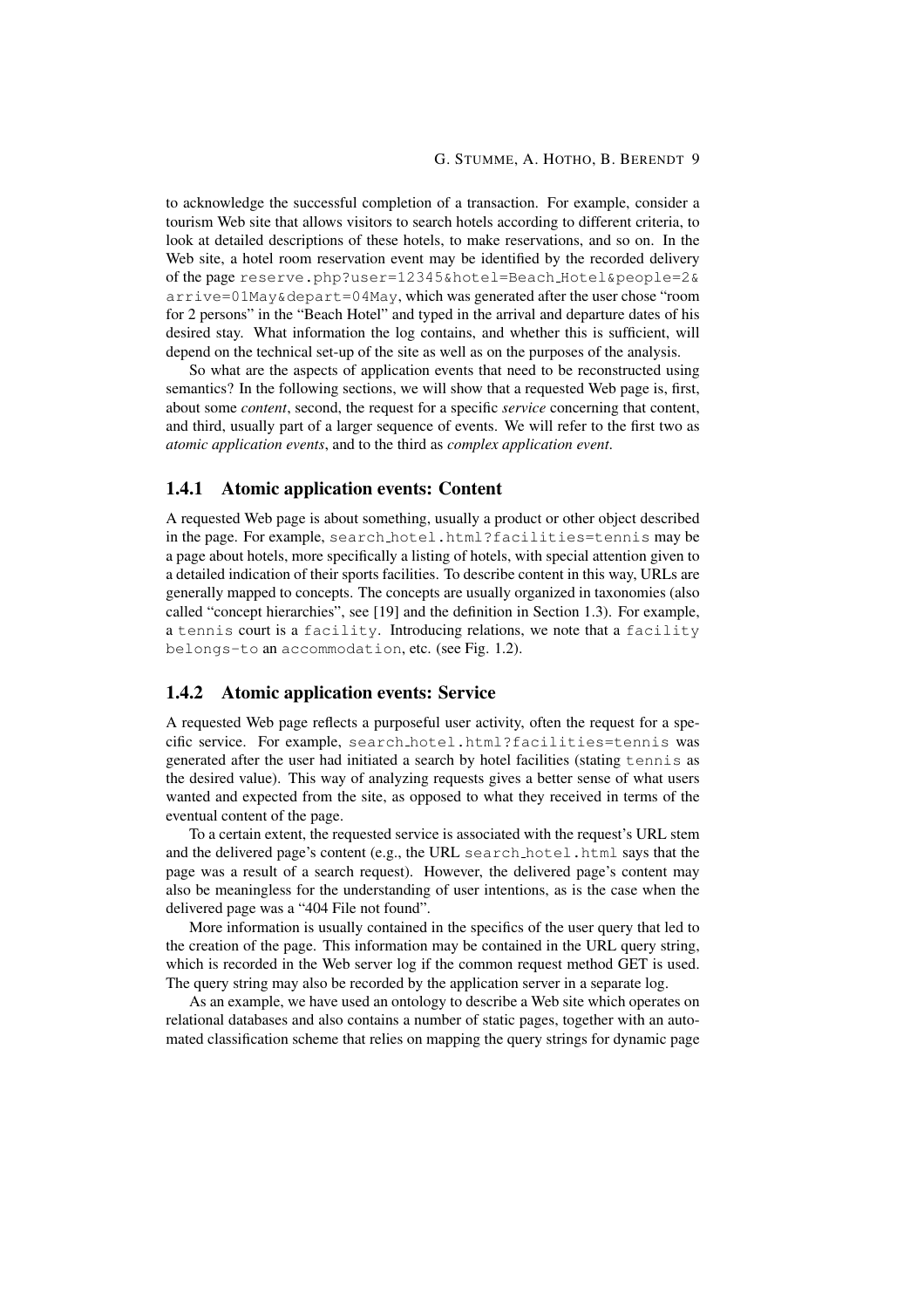to acknowledge the successful completion of a transaction. For example, consider a tourism Web site that allows visitors to search hotels according to different criteria, to look at detailed descriptions of these hotels, to make reservations, and so on. In the Web site, a hotel room reservation event may be identified by the recorded delivery of the page `reserve.php?user=12345&hotel=Beach_Hotel&people=2&arrive=01May&depart=04May`, which was generated after the user chose "room for 2 persons" in the "Beach Hotel" and typed in the arrival and departure dates of his desired stay. What information the log contains, and whether this is sufficient, will depend on the technical set-up of the site as well as on the purposes of the analysis.

So what are the aspects of application events that need to be reconstructed using semantics? In the following sections, we will show that a requested Web page is, first, about some *content*, second, the request for a specific *service* concerning that content, and third, usually part of a larger sequence of events. We will refer to the first two as *atomic application events*, and to the third as *complex application event*.

### 1.4.1 Atomic application events: Content

A requested Web page is about something, usually a product or other object described in the page. For example, `search_hotel.html?facilities=tennis` may be a page about hotels, more specifically a listing of hotels, with special attention given to a detailed indication of their sports facilities. To describe content in this way, URLs are generally mapped to concepts. The concepts are usually organized in taxonomies (also called "concept hierarchies", see [19] and the definition in Section 1.3). For example, a `tennis` court is a `facility`. Introducing relations, we note that a `facility belongs-to` an `accommodation`, etc. (see Fig. 1.2).

### 1.4.2 Atomic application events: Service

A requested Web page reflects a purposeful user activity, often the request for a specific service. For example, `search_hotel.html?facilities=tennis` was generated after the user had initiated a search by hotel facilities (stating `tennis` as the desired value). This way of analyzing requests gives a better sense of what users wanted and expected from the site, as opposed to what they received in terms of the eventual content of the page.

To a certain extent, the requested service is associated with the request's URL stem and the delivered page's content (e.g., the URL `search_hotel.html` says that the page was a result of a search request). However, the delivered page's content may also be meaningless for the understanding of user intentions, as is the case when the delivered page was a "404 File not found".

More information is usually contained in the specifics of the user query that led to the creation of the page. This information may be contained in the URL query string, which is recorded in the Web server log if the common request method GET is used. The query string may also be recorded by the application server in a separate log.

As an example, we have used an ontology to describe a Web site which operates on relational databases and also contains a number of static pages, together with an automated classification scheme that relies on mapping the query strings for dynamic page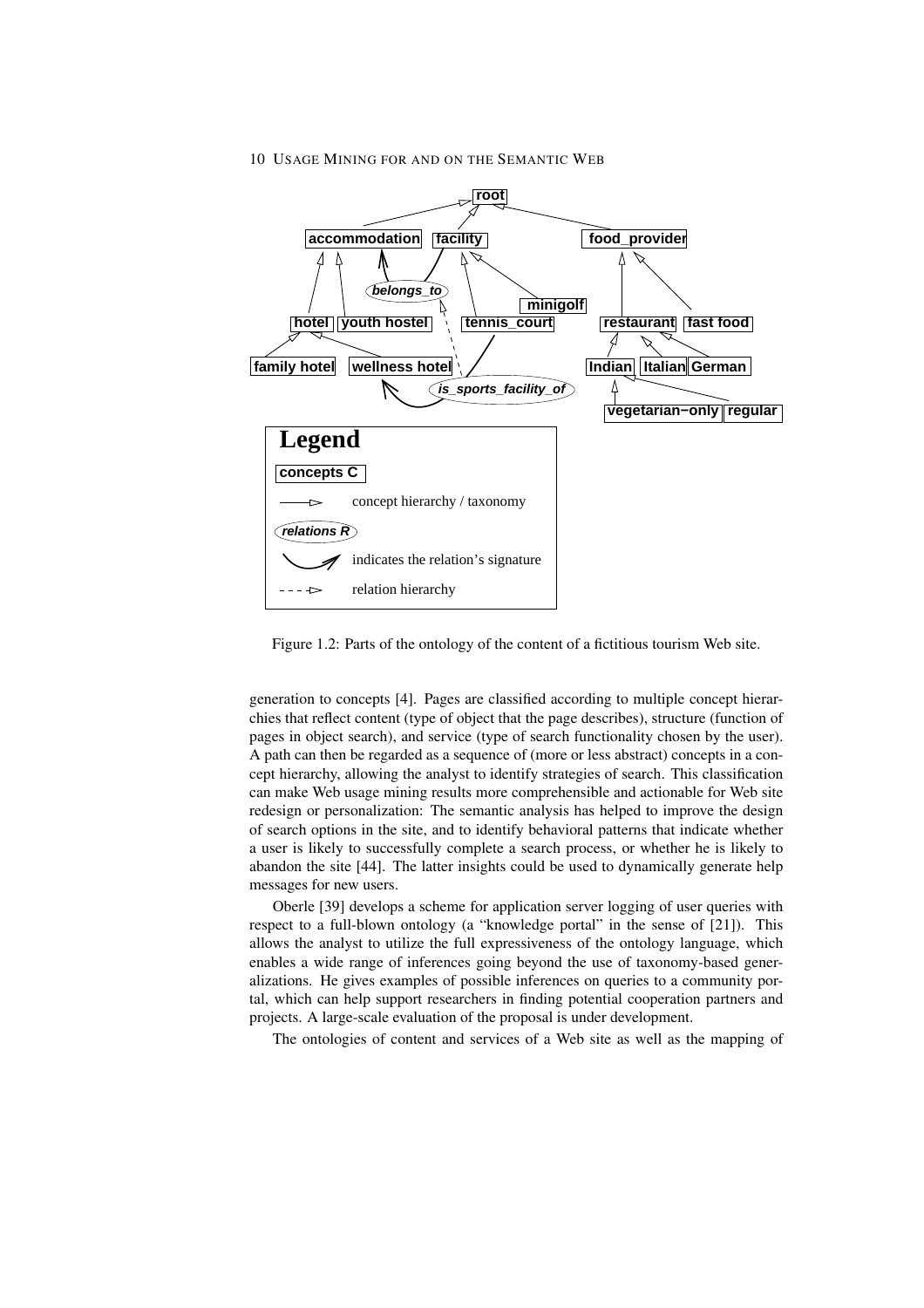Figure 1.2: Parts of the ontology of the content of a fictitious tourism Web site.

generation to concepts [4]. Pages are classified according to multiple concept hierarchies that reflect content (type of object that the page describes), structure (function of pages in object search), and service (type of search functionality chosen by the user). A path can then be regarded as a sequence of (more or less abstract) concepts in a concept hierarchy, allowing the analyst to identify strategies of search. This classification can make Web usage mining results more comprehensible and actionable for Web site redesign or personalization: The semantic analysis has helped to improve the design of search options in the site, and to identify behavioral patterns that indicate whether a user is likely to successfully complete a search process, or whether he is likely to abandon the site [44]. The latter insights could be used to dynamically generate help messages for new users.

Oberle [39] develops a scheme for application server logging of user queries with respect to a full-blown ontology (a "knowledge portal" in the sense of [21]). This allows the analyst to utilize the full expressiveness of the ontology language, which enables a wide range of inferences going beyond the use of taxonomy-based generalizations. He gives examples of possible inferences on queries to a community portal, which can help support researchers in finding potential cooperation partners and projects. A large-scale evaluation of the proposal is under development.

The ontologies of content and services of a Web site as well as the mapping of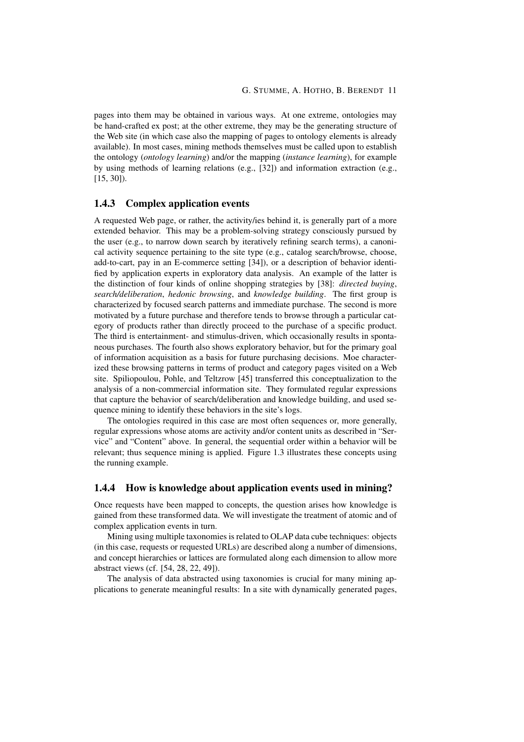pages into them may be obtained in various ways. At one extreme, ontologies may be hand-crafted ex post; at the other extreme, they may be the generating structure of the Web site (in which case also the mapping of pages to ontology elements is already available). In most cases, mining methods themselves must be called upon to establish the ontology (*ontology learning*) and/or the mapping (*instance learning*), for example by using methods of learning relations (e.g., [32]) and information extraction (e.g., [15, 30]).

### 1.4.3 Complex application events

A requested Web page, or rather, the activity/ies behind it, is generally part of a more extended behavior. This may be a problem-solving strategy consciously pursued by the user (e.g., to narrow down search by iteratively refining search terms), a canonical activity sequence pertaining to the site type (e.g., catalog search/browse, choose, add-to-cart, pay in an E-commerce setting [34]), or a description of behavior identified by application experts in exploratory data analysis. An example of the latter is the distinction of four kinds of online shopping strategies by [38]: *directed buying*, *search/deliberation*, *hedonic browsing*, and *knowledge building*. The first group is characterized by focused search patterns and immediate purchase. The second is more motivated by a future purchase and therefore tends to browse through a particular category of products rather than directly proceed to the purchase of a specific product. The third is entertainment- and stimulus-driven, which occasionally results in spontaneous purchases. The fourth also shows exploratory behavior, but for the primary goal of information acquisition as a basis for future purchasing decisions. Moe characterized these browsing patterns in terms of product and category pages visited on a Web site. Spiliopoulou, Pohle, and Teltzrow [45] transferred this conceptualization to the analysis of a non-commercial information site. They formulated regular expressions that capture the behavior of search/deliberation and knowledge building, and used sequence mining to identify these behaviors in the site's logs.

The ontologies required in this case are most often sequences or, more generally, regular expressions whose atoms are activity and/or content units as described in "Service" and "Content" above. In general, the sequential order within a behavior will be relevant; thus sequence mining is applied. Figure 1.3 illustrates these concepts using the running example.

### 1.4.4 How is knowledge about application events used in mining?

Once requests have been mapped to concepts, the question arises how knowledge is gained from these transformed data. We will investigate the treatment of atomic and of complex application events in turn.

Mining using multiple taxonomies is related to OLAP data cube techniques: objects (in this case, requests or requested URLs) are described along a number of dimensions, and concept hierarchies or lattices are formulated along each dimension to allow more abstract views (cf. [54, 28, 22, 49]).

The analysis of data abstracted using taxonomies is crucial for many mining applications to generate meaningful results: In a site with dynamically generated pages,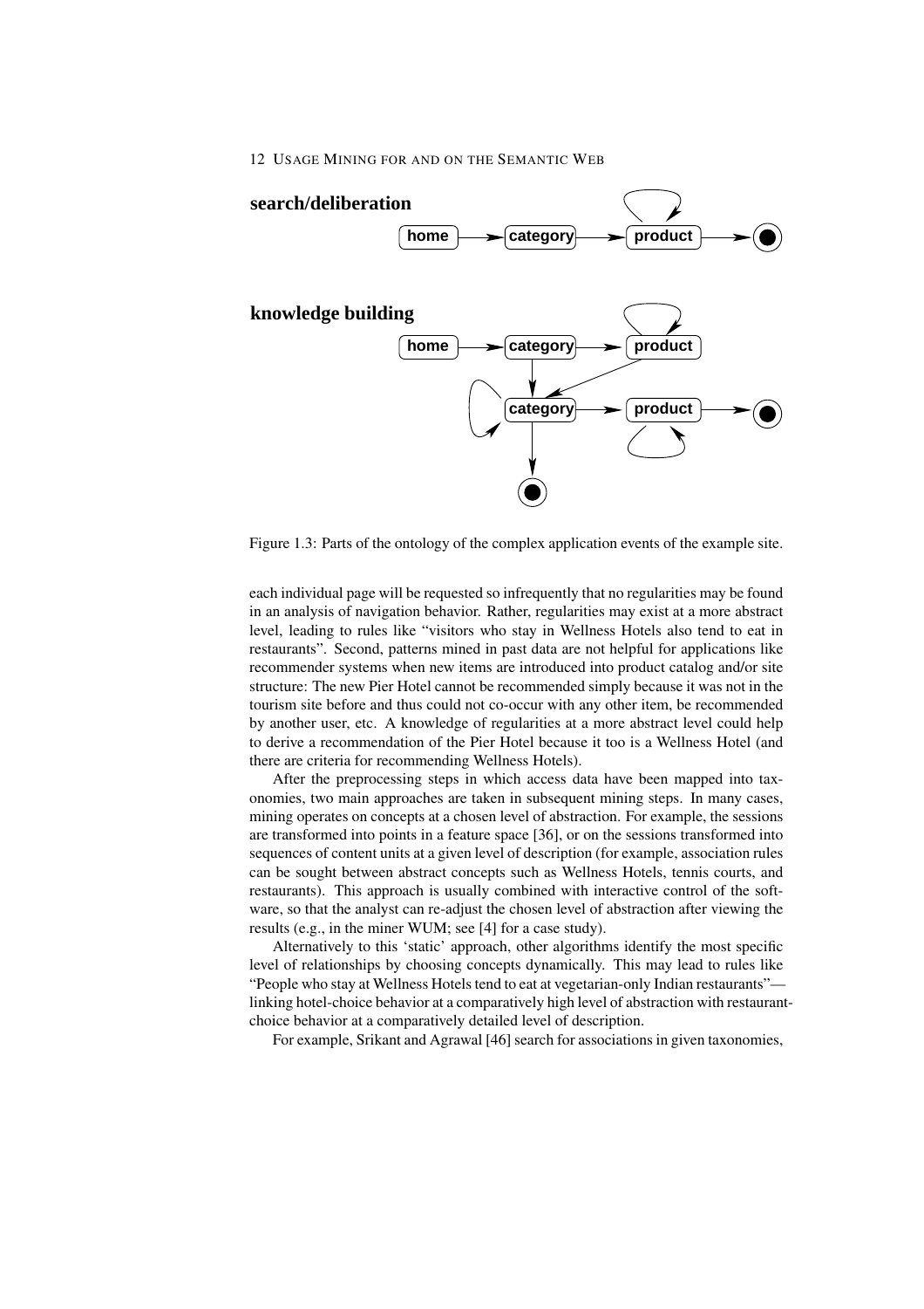Figure 1.3: Parts of the ontology of the complex application events of the example site.

each individual page will be requested so infrequently that no regularities may be found in an analysis of navigation behavior. Rather, regularities may exist at a more abstract level, leading to rules like "visitors who stay in Wellness Hotels also tend to eat in restaurants". Second, patterns mined in past data are not helpful for applications like recommender systems when new items are introduced into product catalog and/or site structure: The new Pier Hotel cannot be recommended simply because it was not in the tourism site before and thus could not co-occur with any other item, be recommended by another user, etc. A knowledge of regularities at a more abstract level could help to derive a recommendation of the Pier Hotel because it too is a Wellness Hotel (and there are criteria for recommending Wellness Hotels).

After the preprocessing steps in which access data have been mapped into taxonomies, two main approaches are taken in subsequent mining steps. In many cases, mining operates on concepts at a chosen level of abstraction. For example, the sessions are transformed into points in a feature space [36], or on the sessions transformed into sequences of content units at a given level of description (for example, association rules can be sought between abstract concepts such as Wellness Hotels, tennis courts, and restaurants). This approach is usually combined with interactive control of the software, so that the analyst can re-adjust the chosen level of abstraction after viewing the results (e.g., in the miner WUM; see [4] for a case study).

Alternatively to this 'static' approach, other algorithms identify the most specific level of relationships by choosing concepts dynamically. This may lead to rules like "People who stay at Wellness Hotels tend to eat at vegetarian-only Indian restaurants"—linking hotel-choice behavior at a comparatively high level of abstraction with restaurant-choice behavior at a comparatively detailed level of description.

For example, Srikant and Agrawal [46] search for associations in given taxonomies,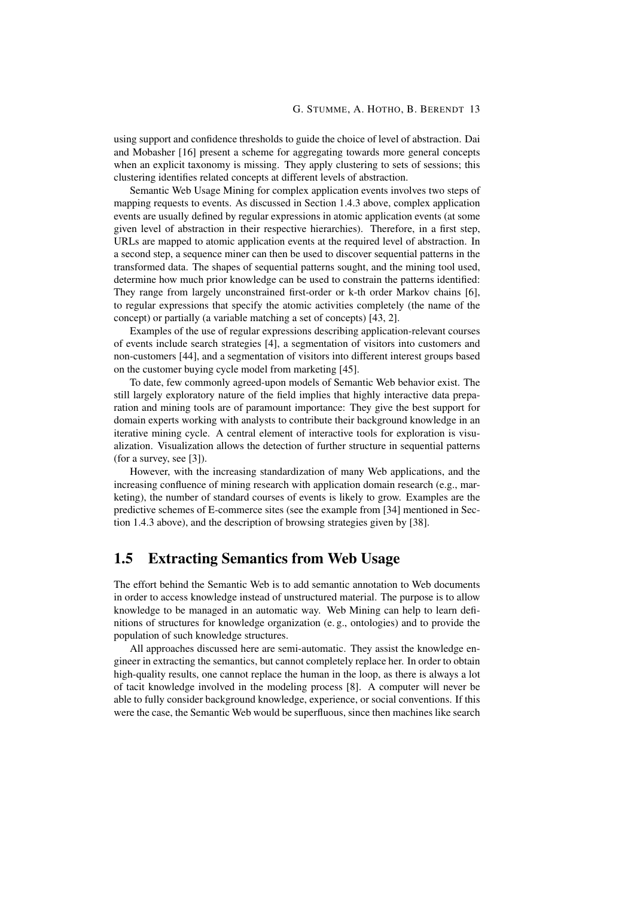using support and confidence thresholds to guide the choice of level of abstraction. Dai and Mobasher [16] present a scheme for aggregating towards more general concepts when an explicit taxonomy is missing. They apply clustering to sets of sessions; this clustering identifies related concepts at different levels of abstraction.

Semantic Web Usage Mining for complex application events involves two steps of mapping requests to events. As discussed in Section 1.4.3 above, complex application events are usually defined by regular expressions in atomic application events (at some given level of abstraction in their respective hierarchies). Therefore, in a first step, URLs are mapped to atomic application events at the required level of abstraction. In a second step, a sequence miner can then be used to discover sequential patterns in the transformed data. The shapes of sequential patterns sought, and the mining tool used, determine how much prior knowledge can be used to constrain the patterns identified: They range from largely unconstrained first-order or k-th order Markov chains [6], to regular expressions that specify the atomic activities completely (the name of the concept) or partially (a variable matching a set of concepts) [43, 2].

Examples of the use of regular expressions describing application-relevant courses of events include search strategies [4], a segmentation of visitors into customers and non-customers [44], and a segmentation of visitors into different interest groups based on the customer buying cycle model from marketing [45].

To date, few commonly agreed-upon models of Semantic Web behavior exist. The still largely exploratory nature of the field implies that highly interactive data preparation and mining tools are of paramount importance: They give the best support for domain experts working with analysts to contribute their background knowledge in an iterative mining cycle. A central element of interactive tools for exploration is visualization. Visualization allows the detection of further structure in sequential patterns (for a survey, see [3]).

However, with the increasing standardization of many Web applications, and the increasing confluence of mining research with application domain research (e.g., marketing), the number of standard courses of events is likely to grow. Examples are the predictive schemes of E-commerce sites (see the example from [34] mentioned in Section 1.4.3 above), and the description of browsing strategies given by [38].

## 1.5 Extracting Semantics from Web Usage

The effort behind the Semantic Web is to add semantic annotation to Web documents in order to access knowledge instead of unstructured material. The purpose is to allow knowledge to be managed in an automatic way. Web Mining can help to learn definitions of structures for knowledge organization (e. g., ontologies) and to provide the population of such knowledge structures.

All approaches discussed here are semi-automatic. They assist the knowledge engineer in extracting the semantics, but cannot completely replace her. In order to obtain high-quality results, one cannot replace the human in the loop, as there is always a lot of tacit knowledge involved in the modeling process [8]. A computer will never be able to fully consider background knowledge, experience, or social conventions. If this were the case, the Semantic Web would be superfluous, since then machines like search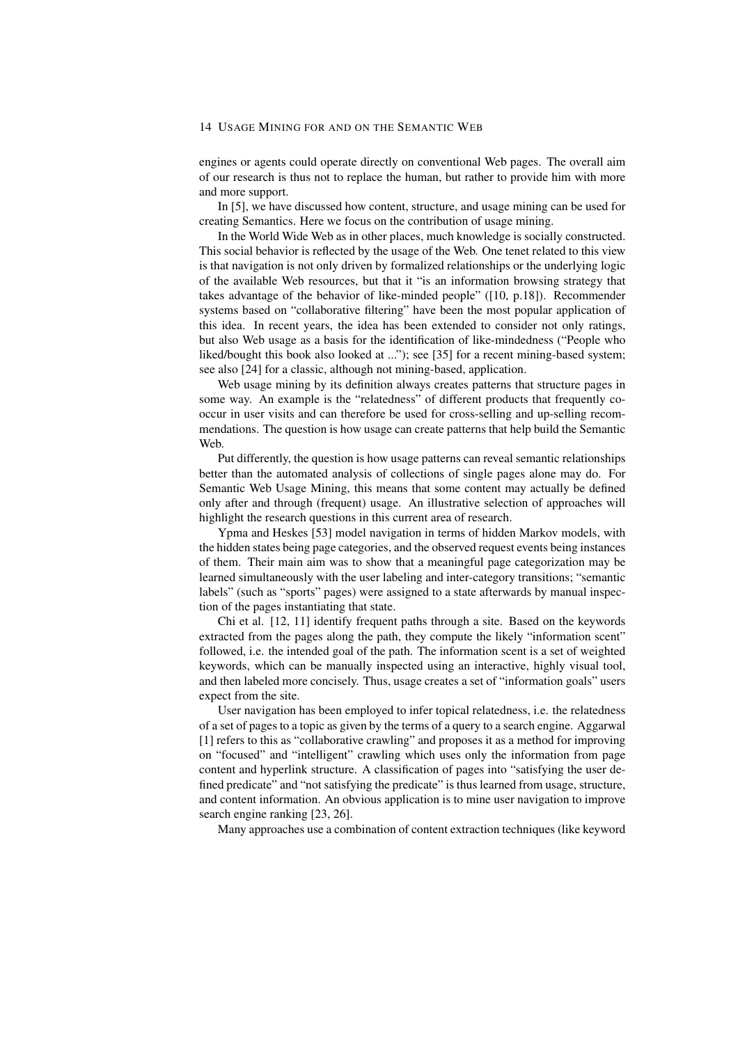engines or agents could operate directly on conventional Web pages. The overall aim of our research is thus not to replace the human, but rather to provide him with more and more support.

In [5], we have discussed how content, structure, and usage mining can be used for creating Semantics. Here we focus on the contribution of usage mining.

In the World Wide Web as in other places, much knowledge is socially constructed. This social behavior is reflected by the usage of the Web. One tenet related to this view is that navigation is not only driven by formalized relationships or the underlying logic of the available Web resources, but that it "is an information browsing strategy that takes advantage of the behavior of like-minded people" ([10, p.18]). Recommender systems based on "collaborative filtering" have been the most popular application of this idea. In recent years, the idea has been extended to consider not only ratings, but also Web usage as a basis for the identification of like-mindedness ("People who liked/bought this book also looked at ..."); see [35] for a recent mining-based system; see also [24] for a classic, although not mining-based, application.

Web usage mining by its definition always creates patterns that structure pages in some way. An example is the "relatedness" of different products that frequently co-occur in user visits and can therefore be used for cross-selling and up-selling recommendations. The question is how usage can create patterns that help build the Semantic Web.

Put differently, the question is how usage patterns can reveal semantic relationships better than the automated analysis of collections of single pages alone may do. For Semantic Web Usage Mining, this means that some content may actually be defined only after and through (frequent) usage. An illustrative selection of approaches will highlight the research questions in this current area of research.

Ypma and Heskes [53] model navigation in terms of hidden Markov models, with the hidden states being page categories, and the observed request events being instances of them. Their main aim was to show that a meaningful page categorization may be learned simultaneously with the user labeling and inter-category transitions; "semantic labels" (such as "sports" pages) were assigned to a state afterwards by manual inspection of the pages instantiating that state.

Chi et al. [12, 11] identify frequent paths through a site. Based on the keywords extracted from the pages along the path, they compute the likely "information scent" followed, i.e. the intended goal of the path. The information scent is a set of weighted keywords, which can be manually inspected using an interactive, highly visual tool, and then labeled more concisely. Thus, usage creates a set of "information goals" users expect from the site.

User navigation has been employed to infer topical relatedness, i.e. the relatedness of a set of pages to a topic as given by the terms of a query to a search engine. Aggarwal [1] refers to this as "collaborative crawling" and proposes it as a method for improving on "focused" and "intelligent" crawling which uses only the information from page content and hyperlink structure. A classification of pages into "satisfying the user defined predicate" and "not satisfying the predicate" is thus learned from usage, structure, and content information. An obvious application is to mine user navigation to improve search engine ranking [23, 26].

Many approaches use a combination of content extraction techniques (like keyword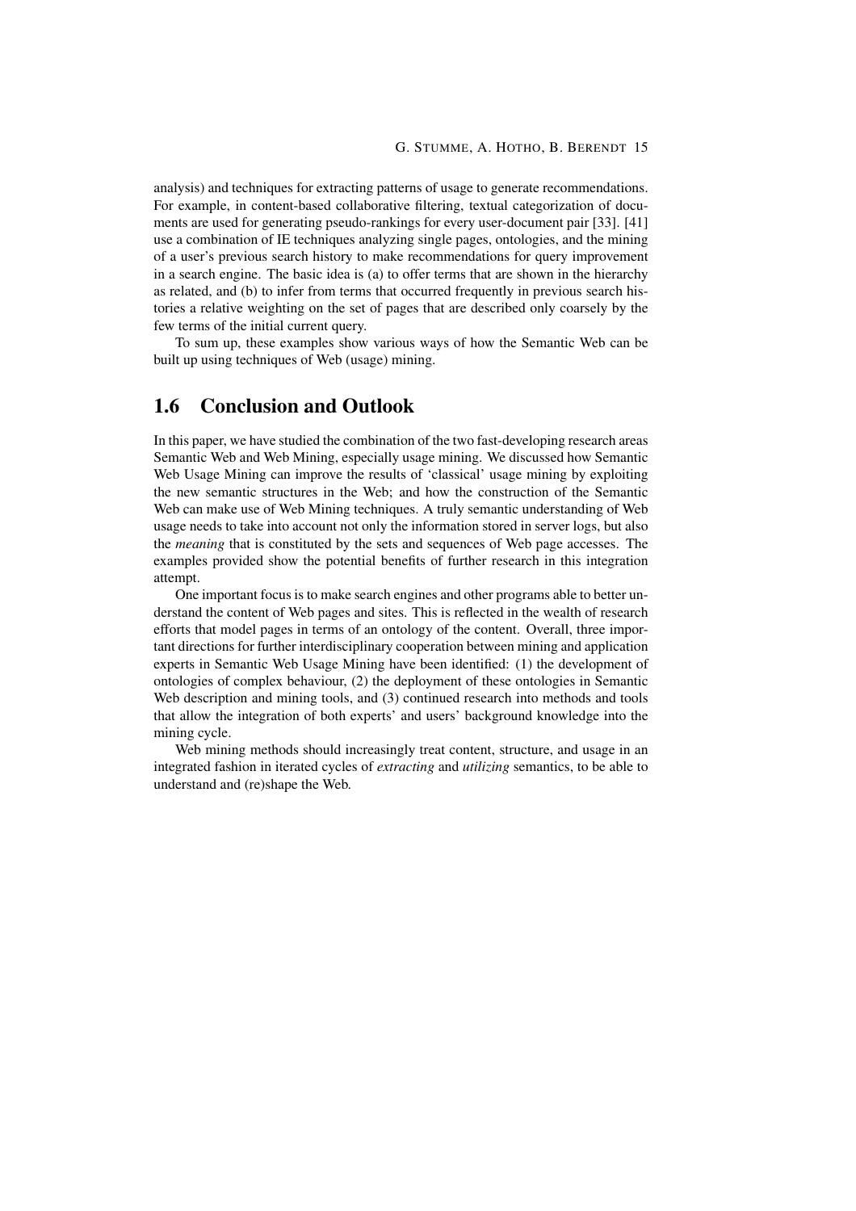analysis) and techniques for extracting patterns of usage to generate recommendations. For example, in content-based collaborative filtering, textual categorization of documents are used for generating pseudo-rankings for every user-document pair [33]. [41] use a combination of IE techniques analyzing single pages, ontologies, and the mining of a user's previous search history to make recommendations for query improvement in a search engine. The basic idea is (a) to offer terms that are shown in the hierarchy as related, and (b) to infer from terms that occurred frequently in previous search histories a relative weighting on the set of pages that are described only coarsely by the few terms of the initial current query.

To sum up, these examples show various ways of how the Semantic Web can be built up using techniques of Web (usage) mining.

## 1.6 Conclusion and Outlook

In this paper, we have studied the combination of the two fast-developing research areas Semantic Web and Web Mining, especially usage mining. We discussed how Semantic Web Usage Mining can improve the results of 'classical' usage mining by exploiting the new semantic structures in the Web; and how the construction of the Semantic Web can make use of Web Mining techniques. A truly semantic understanding of Web usage needs to take into account not only the information stored in server logs, but also the *meaning* that is constituted by the sets and sequences of Web page accesses. The examples provided show the potential benefits of further research in this integration attempt.

One important focus is to make search engines and other programs able to better understand the content of Web pages and sites. This is reflected in the wealth of research efforts that model pages in terms of an ontology of the content. Overall, three important directions for further interdisciplinary cooperation between mining and application experts in Semantic Web Usage Mining have been identified: (1) the development of ontologies of complex behaviour, (2) the deployment of these ontologies in Semantic Web description and mining tools, and (3) continued research into methods and tools that allow the integration of both experts' and users' background knowledge into the mining cycle.

Web mining methods should increasingly treat content, structure, and usage in an integrated fashion in iterated cycles of *extracting* and *utilizing* semantics, to be able to understand and (re)shape the Web.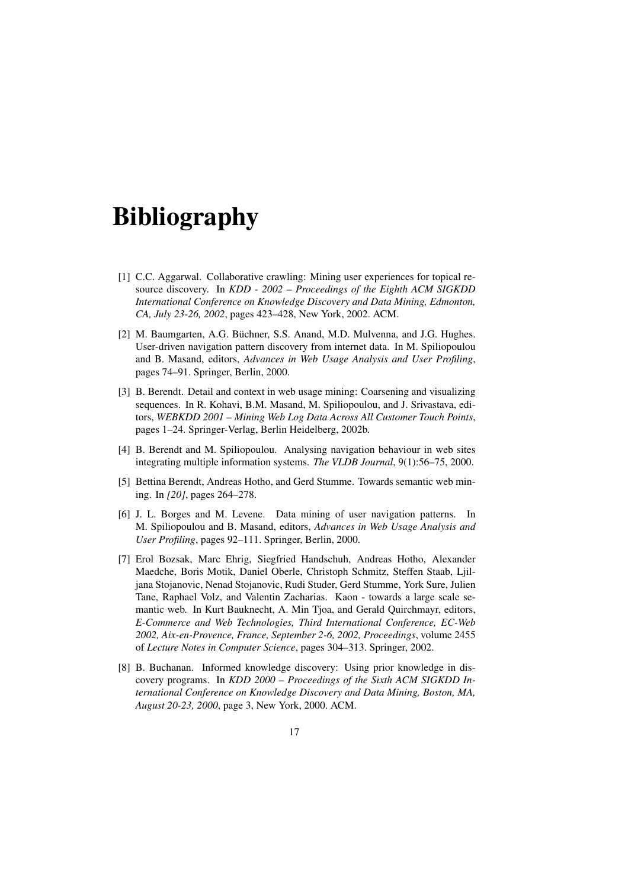# Bibliography

[1] C.C. Aggarwal. Collaborative crawling: Mining user experiences for topical resource discovery. In *KDD - 2002 – Proceedings of the Eighth ACM SIGKDD International Conference on Knowledge Discovery and Data Mining, Edmonton, CA, July 23-26, 2002*, pages 423–428, New York, 2002. ACM.

[2] M. Baumgarten, A.G. Büchner, S.S. Anand, M.D. Mulvenna, and J.G. Hughes. User-driven navigation pattern discovery from internet data. In M. Spiliopoulou and B. Masand, editors, *Advances in Web Usage Analysis and User Profiling*, pages 74–91. Springer, Berlin, 2000.

[3] B. Berendt. Detail and context in web usage mining: Coarsening and visualizing sequences. In R. Kohavi, B.M. Masand, M. Spiliopoulou, and J. Srivastava, editors, *WEBKDD 2001 – Mining Web Log Data Across All Customer Touch Points*, pages 1–24. Springer-Verlag, Berlin Heidelberg, 2002b.

[4] B. Berendt and M. Spiliopoulou. Analysing navigation behaviour in web sites integrating multiple information systems. *The VLDB Journal*, 9(1):56–75, 2000.

[5] Bettina Berendt, Andreas Hotho, and Gerd Stumme. Towards semantic web mining. In *[20]*, pages 264–278.

[6] J. L. Borges and M. Levene. Data mining of user navigation patterns. In M. Spiliopoulou and B. Masand, editors, *Advances in Web Usage Analysis and User Profiling*, pages 92–111. Springer, Berlin, 2000.

[7] Erol Bozsak, Marc Ehrig, Siegfried Handschuh, Andreas Hotho, Alexander Maedche, Boris Motik, Daniel Oberle, Christoph Schmitz, Steffen Staab, Ljiljana Stojanovic, Nenad Stojanovic, Rudi Studer, Gerd Stumme, York Sure, Julien Tane, Raphael Volz, and Valentin Zacharias. Kaon - towards a large scale semantic web. In Kurt Bauknecht, A. Min Tjoa, and Gerald Quirchmayr, editors, *E-Commerce and Web Technologies, Third International Conference, EC-Web 2002, Aix-en-Provence, France, September 2-6, 2002, Proceedings*, volume 2455 of *Lecture Notes in Computer Science*, pages 304–313. Springer, 2002.

[8] B. Buchanan. Informed knowledge discovery: Using prior knowledge in discovery programs. In *KDD 2000 – Proceedings of the Sixth ACM SIGKDD International Conference on Knowledge Discovery and Data Mining, Boston, MA, August 20-23, 2000*, page 3, New York, 2000. ACM.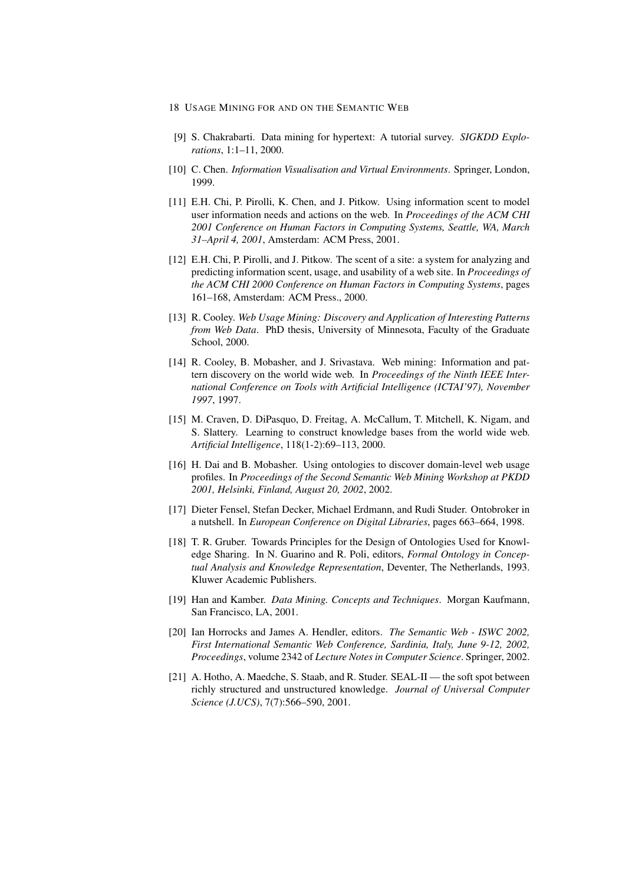[9] S. Chakrabarti. Data mining for hypertext: A tutorial survey. *SIGKDD Explorations*, 1:1–11, 2000.

[10] C. Chen. *Information Visualisation and Virtual Environments*. Springer, London, 1999.

[11] E.H. Chi, P. Pirolli, K. Chen, and J. Pitkow. Using information scent to model user information needs and actions on the web. In *Proceedings of the ACM CHI 2001 Conference on Human Factors in Computing Systems, Seattle, WA, March 31–April 4, 2001*, Amsterdam: ACM Press, 2001.

[12] E.H. Chi, P. Pirolli, and J. Pitkow. The scent of a site: a system for analyzing and predicting information scent, usage, and usability of a web site. In *Proceedings of the ACM CHI 2000 Conference on Human Factors in Computing Systems*, pages 161–168, Amsterdam: ACM Press., 2000.

[13] R. Cooley. *Web Usage Mining: Discovery and Application of Interesting Patterns from Web Data*. PhD thesis, University of Minnesota, Faculty of the Graduate School, 2000.

[14] R. Cooley, B. Mobasher, and J. Srivastava. Web mining: Information and pattern discovery on the world wide web. In *Proceedings of the Ninth IEEE International Conference on Tools with Artificial Intelligence (ICTAI'97), November 1997*, 1997.

[15] M. Craven, D. DiPasquo, D. Freitag, A. McCallum, T. Mitchell, K. Nigam, and S. Slattery. Learning to construct knowledge bases from the world wide web. *Artificial Intelligence*, 118(1-2):69–113, 2000.

[16] H. Dai and B. Mobasher. Using ontologies to discover domain-level web usage profiles. In *Proceedings of the Second Semantic Web Mining Workshop at PKDD 2001, Helsinki, Finland, August 20, 2002*, 2002.

[17] Dieter Fensel, Stefan Decker, Michael Erdmann, and Rudi Studer. Ontobroker in a nutshell. In *European Conference on Digital Libraries*, pages 663–664, 1998.

[18] T. R. Gruber. Towards Principles for the Design of Ontologies Used for Knowledge Sharing. In N. Guarino and R. Poli, editors, *Formal Ontology in Conceptual Analysis and Knowledge Representation*, Deventer, The Netherlands, 1993. Kluwer Academic Publishers.

[19] Han and Kamber. *Data Mining. Concepts and Techniques*. Morgan Kaufmann, San Francisco, LA, 2001.

[20] Ian Horrocks and James A. Hendler, editors. *The Semantic Web - ISWC 2002, First International Semantic Web Conference, Sardinia, Italy, June 9-12, 2002, Proceedings*, volume 2342 of *Lecture Notes in Computer Science*. Springer, 2002.

[21] A. Hotho, A. Maedche, S. Staab, and R. Studer. SEAL-II — the soft spot between richly structured and unstructured knowledge. *Journal of Universal Computer Science (J.UCS)*, 7(7):566–590, 2001.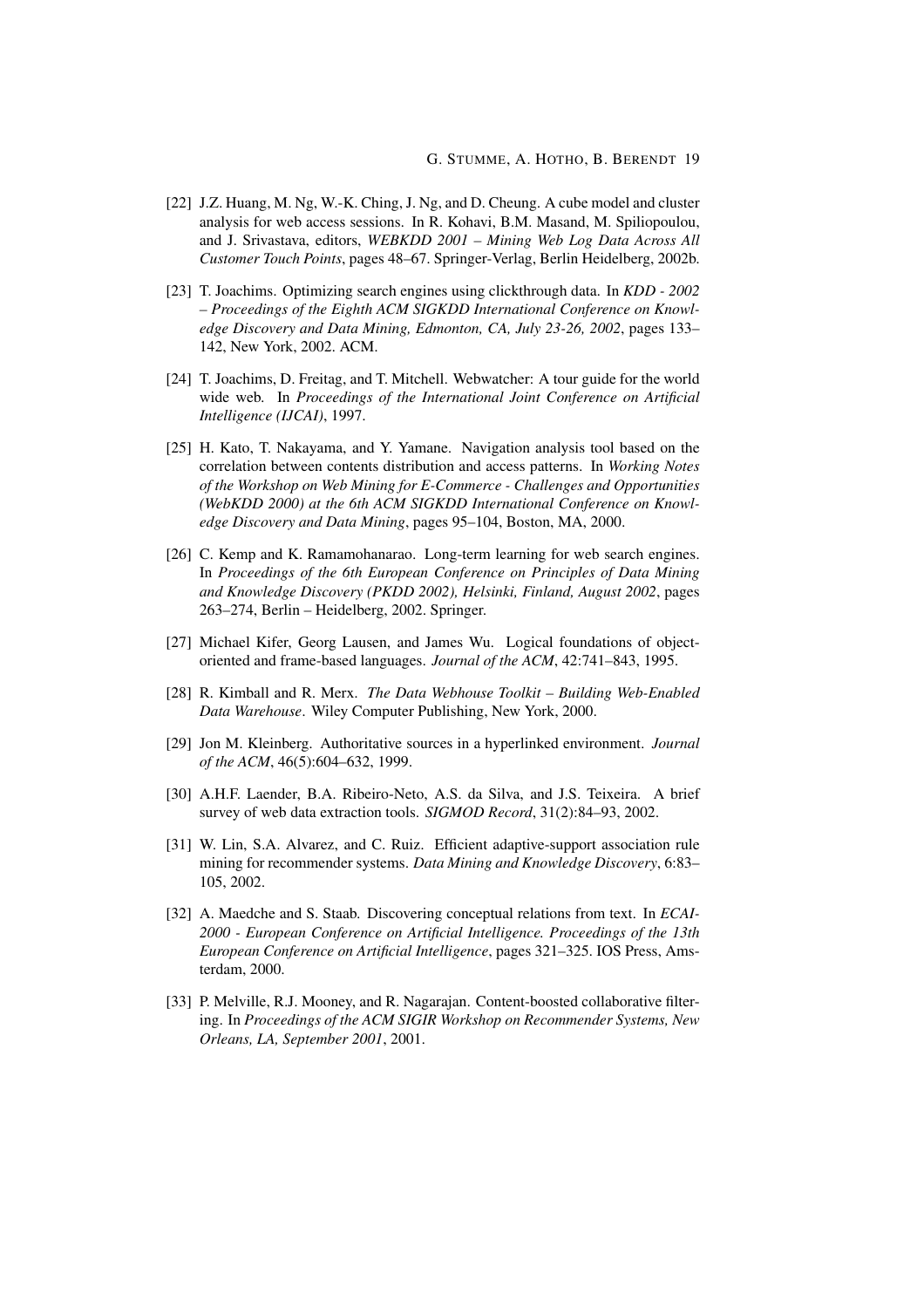[22] J.Z. Huang, M. Ng, W.-K. Ching, J. Ng, and D. Cheung. A cube model and cluster analysis for web access sessions. In R. Kohavi, B.M. Masand, M. Spiliopoulou, and J. Srivastava, editors, *WEBKDD 2001 – Mining Web Log Data Across All Customer Touch Points*, pages 48–67. Springer-Verlag, Berlin Heidelberg, 2002b.

[23] T. Joachims. Optimizing search engines using clickthrough data. In *KDD - 2002 – Proceedings of the Eighth ACM SIGKDD International Conference on Knowledge Discovery and Data Mining, Edmonton, CA, July 23-26, 2002*, pages 133–142, New York, 2002. ACM.

[24] T. Joachims, D. Freitag, and T. Mitchell. Webwatcher: A tour guide for the world wide web. In *Proceedings of the International Joint Conference on Artificial Intelligence (IJCAI)*, 1997.

[25] H. Kato, T. Nakayama, and Y. Yamane. Navigation analysis tool based on the correlation between contents distribution and access patterns. In *Working Notes of the Workshop on Web Mining for E-Commerce - Challenges and Opportunities (WebKDD 2000) at the 6th ACM SIGKDD International Conference on Knowledge Discovery and Data Mining*, pages 95–104, Boston, MA, 2000.

[26] C. Kemp and K. Ramamohanarao. Long-term learning for web search engines. In *Proceedings of the 6th European Conference on Principles of Data Mining and Knowledge Discovery (PKDD 2002), Helsinki, Finland, August 2002*, pages 263–274, Berlin – Heidelberg, 2002. Springer.

[27] Michael Kifer, Georg Lausen, and James Wu. Logical foundations of object-oriented and frame-based languages. *Journal of the ACM*, 42:741–843, 1995.

[28] R. Kimball and R. Merx. *The Data Webhouse Toolkit – Building Web-Enabled Data Warehouse*. Wiley Computer Publishing, New York, 2000.

[29] Jon M. Kleinberg. Authoritative sources in a hyperlinked environment. *Journal of the ACM*, 46(5):604–632, 1999.

[30] A.H.F. Laender, B.A. Ribeiro-Neto, A.S. da Silva, and J.S. Teixeira. A brief survey of web data extraction tools. *SIGMOD Record*, 31(2):84–93, 2002.

[31] W. Lin, S.A. Alvarez, and C. Ruiz. Efficient adaptive-support association rule mining for recommender systems. *Data Mining and Knowledge Discovery*, 6:83–105, 2002.

[32] A. Maedche and S. Staab. Discovering conceptual relations from text. In *ECAI-2000 - European Conference on Artificial Intelligence. Proceedings of the 13th European Conference on Artificial Intelligence*, pages 321–325. IOS Press, Amsterdam, 2000.

[33] P. Melville, R.J. Mooney, and R. Nagarajan. Content-boosted collaborative filtering. In *Proceedings of the ACM SIGIR Workshop on Recommender Systems, New Orleans, LA, September 2001*, 2001.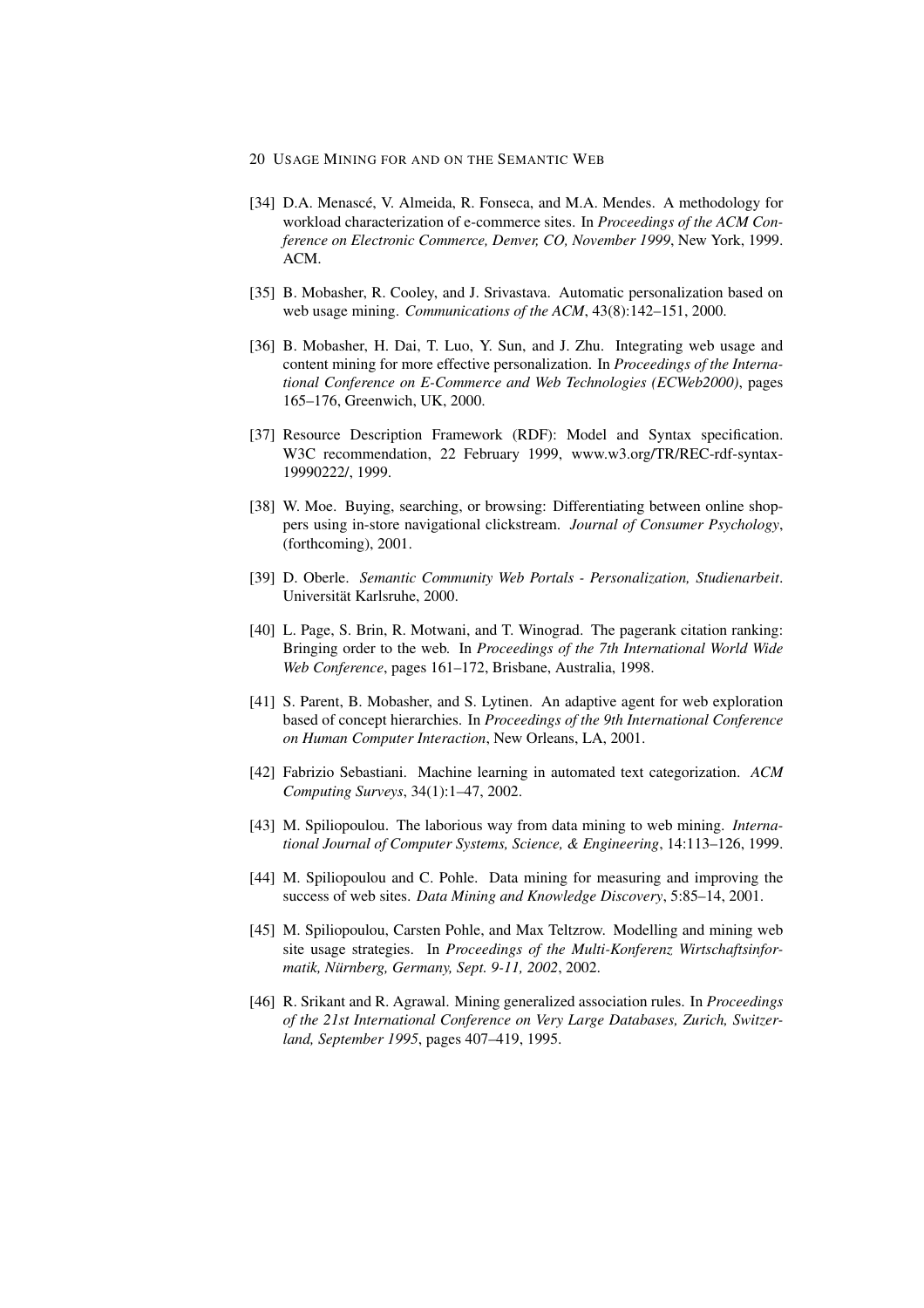[34] D.A. Menascé, V. Almeida, R. Fonseca, and M.A. Mendes. A methodology for workload characterization of e-commerce sites. In *Proceedings of the ACM Conference on Electronic Commerce, Denver, CO, November 1999*, New York, 1999. ACM.

[35] B. Mobasher, R. Cooley, and J. Srivastava. Automatic personalization based on web usage mining. *Communications of the ACM*, 43(8):142–151, 2000.

[36] B. Mobasher, H. Dai, T. Luo, Y. Sun, and J. Zhu. Integrating web usage and content mining for more effective personalization. In *Proceedings of the International Conference on E-Commerce and Web Technologies (ECWeb2000)*, pages 165–176, Greenwich, UK, 2000.

[37] Resource Description Framework (RDF): Model and Syntax specification. W3C recommendation, 22 February 1999, www.w3.org/TR/REC-rdf-syntax-19990222/, 1999.

[38] W. Moe. Buying, searching, or browsing: Differentiating between online shoppers using in-store navigational clickstream. *Journal of Consumer Psychology*, (forthcoming), 2001.

[39] D. Oberle. *Semantic Community Web Portals - Personalization, Studienarbeit*. Universität Karlsruhe, 2000.

[40] L. Page, S. Brin, R. Motwani, and T. Winograd. The pagerank citation ranking: Bringing order to the web. In *Proceedings of the 7th International World Wide Web Conference*, pages 161–172, Brisbane, Australia, 1998.

[41] S. Parent, B. Mobasher, and S. Lytinen. An adaptive agent for web exploration based of concept hierarchies. In *Proceedings of the 9th International Conference on Human Computer Interaction*, New Orleans, LA, 2001.

[42] Fabrizio Sebastiani. Machine learning in automated text categorization. *ACM Computing Surveys*, 34(1):1–47, 2002.

[43] M. Spiliopoulou. The laborious way from data mining to web mining. *International Journal of Computer Systems, Science, & Engineering*, 14:113–126, 1999.

[44] M. Spiliopoulou and C. Pohle. Data mining for measuring and improving the success of web sites. *Data Mining and Knowledge Discovery*, 5:85–14, 2001.

[45] M. Spiliopoulou, Carsten Pohle, and Max Teltzrow. Modelling and mining web site usage strategies. In *Proceedings of the Multi-Konferenz Wirtschaftsinformatik, Nürnberg, Germany, Sept. 9-11, 2002*, 2002.

[46] R. Srikant and R. Agrawal. Mining generalized association rules. In *Proceedings of the 21st International Conference on Very Large Databases, Zurich, Switzerland, September 1995*, pages 407–419, 1995.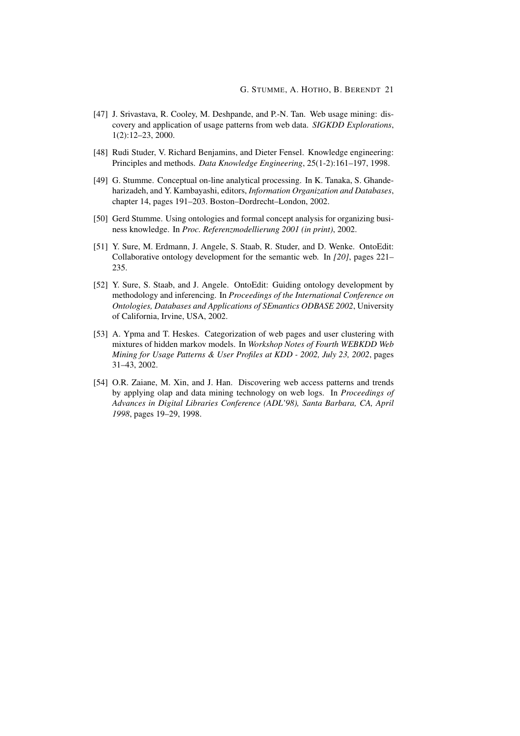[47] J. Srivastava, R. Cooley, M. Deshpande, and P.-N. Tan. Web usage mining: discovery and application of usage patterns from web data. *SIGKDD Explorations*, 1(2):12–23, 2000.

[48] Rudi Studer, V. Richard Benjamins, and Dieter Fensel. Knowledge engineering: Principles and methods. *Data Knowledge Engineering*, 25(1-2):161–197, 1998.

[49] G. Stumme. Conceptual on-line analytical processing. In K. Tanaka, S. Ghandeharizadeh, and Y. Kambayashi, editors, *Information Organization and Databases*, chapter 14, pages 191–203. Boston–Dordrecht–London, 2002.

[50] Gerd Stumme. Using ontologies and formal concept analysis for organizing business knowledge. In *Proc. Referenzmodellierung 2001 (in print)*, 2002.

[51] Y. Sure, M. Erdmann, J. Angele, S. Staab, R. Studer, and D. Wenke. OntoEdit: Collaborative ontology development for the semantic web. In *[20]*, pages 221–235.

[52] Y. Sure, S. Staab, and J. Angele. OntoEdit: Guiding ontology development by methodology and inferencing. In *Proceedings of the International Conference on Ontologies, Databases and Applications of SEmantics ODBASE 2002*, University of California, Irvine, USA, 2002.

[53] A. Ypma and T. Heskes. Categorization of web pages and user clustering with mixtures of hidden markov models. In *Workshop Notes of Fourth WEBKDD Web Mining for Usage Patterns & User Profiles at KDD - 2002, July 23, 2002*, pages 31–43, 2002.

[54] O.R. Zaiane, M. Xin, and J. Han. Discovering web access patterns and trends by applying olap and data mining technology on web logs. In *Proceedings of Advances in Digital Libraries Conference (ADL'98), Santa Barbara, CA, April 1998*, pages 19–29, 1998.